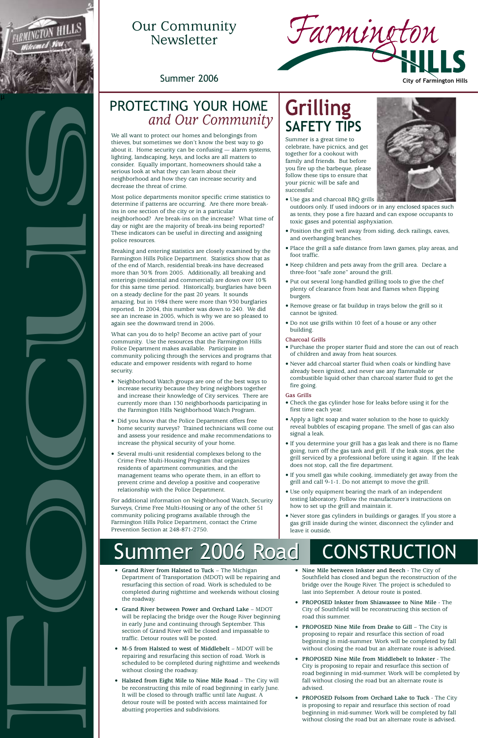# Our Community Newsletter

Summer 2006

Farmington HILLS
City of Farmington Hills

## PROTECTING YOUR HOME *and Our Community*

We all want to protect our homes and belongings from thieves, but sometimes we don't know the best way to go about it. Home security can be confusing — alarm systems, lighting, landscaping, keys, and locks are all matters to consider. Equally important, homeowners should take a serious look at what they can learn about their neighborhood and how they can increase security and decrease the threat of crime.

Most police departments monitor specific crime statistics to determine if patterns are occurring. Are there more break-ins in one section of the city or in a particular neighborhood? Are break-ins on the increase? What time of day or night are the majority of break-ins being reported? These indicators can be useful in directing and assigning police resources.

Breaking and entering statistics are closely examined by the Farmington Hills Police Department. Statistics show that as of the end of March, residential break-ins have decreased more than 30% from 2005. Additionally, all breaking and enterings (residential and commercial) are down over 10% for this same time period. Historically, burglaries have been on a steady decline for the past 20 years. It sounds amazing, but in 1984 there were more than 930 burglaries reported. In 2004, this number was down to 240. We did see an increase in 2005, which is why we are so pleased to again see the downward trend in 2006.

What can you do to help? Become an active part of your community. Use the resources that the Farmington Hills Police Department makes available. Participate in community policing through the services and programs that educate and empower residents with regard to home security.

- Neighborhood Watch groups are one of the best ways to increase security because they bring neighbors together and increase their knowledge of City services. There are currently more than 130 neighborhoods participating in the Farmington Hills Neighborhood Watch Program.
- Did you know that the Police Department offers free home security surveys? Trained technicians will come out and assess your residence and make recommendations to increase the physical security of your home.
- Several multi-unit residential complexes belong to the Crime Free Multi-Housing Program that organizes residents of apartment communities, and the management teams who operate them, in an effort to prevent crime and develop a positive and cooperative relationship with the Police Department.

For additional information on Neighborhood Watch, Security Surveys, Crime Free Multi-Housing or any of the other 51 community policing programs available through the Farmington Hills Police Department, contact the Crime Prevention Section at 248-871-2750.

## Grilling SAFETY TIPS

Summer is a great time to celebrate, have picnics, and get together for a cookout with family and friends. But before you fire up the barbeque, please follow these tips to ensure that your picnic will be safe and successful:

- Use gas and charcoal BBQ grills outdoors only. If used indoors or in any enclosed spaces such as tents, they pose a fire hazard and can expose occupants to toxic gases and potential asphyxiation.
- Position the grill well away from siding, deck railings, eaves, and overhanging branches.
- Place the grill a safe distance from lawn games, play areas, and foot traffic.
- Keep children and pets away from the grill area. Declare a three-foot "safe zone" around the grill.
- Put out several long-handled grilling tools to give the chef plenty of clearance from heat and flames when flipping burgers.
- Remove grease or fat buildup in trays below the grill so it cannot be ignited.
- Do not use grills within 10 feet of a house or any other building.

### Charcoal Grills

- Purchase the proper starter fluid and store the can out of reach of children and away from heat sources.
- Never add charcoal starter fluid when coals or kindling have already been ignited, and never use any flammable or combustible liquid other than charcoal starter fluid to get the fire going.

### Gas Grills

- Check the gas cylinder hose for leaks before using it for the first time each year.
- Apply a light soap and water solution to the hose to quickly reveal bubbles of escaping propane. The smell of gas can also signal a leak.
- If you determine your grill has a gas leak and there is no flame going, turn off the gas tank and grill. If the leak stops, get the grill serviced by a professional before using it again. If the leak does not stop, call the fire department.
- If you smell gas while cooking, immediately get away from the grill and call 9-1-1. Do not attempt to move the grill.
- Use only equipment bearing the mark of an independent testing laboratory. Follow the manufacturer's instructions on how to set up the grill and maintain it.
- Never store gas cylinders in buildings or garages. If you store a gas grill inside during the winter, disconnect the cylinder and leave it outside.

## Summer 2006 Road CONSTRUCTION

- **Grand River from Halsted to Tuck** – The Michigan Department of Transportation (MDOT) will be repairing and resurfacing this section of road. Work is scheduled to be completed during nighttime and weekends without closing the roadway.
- **Grand River between Power and Orchard Lake** – MDOT will be replacing the bridge over the Rouge River beginning in early June and continuing through September. This section of Grand River will be closed and impassable to traffic. Detour routes will be posted.
- **M-5 from Halsted to west of Middlebelt** – MDOT will be repairing and resurfacing this section of road. Work is scheduled to be completed during nighttime and weekends without closing the roadway.
- **Halsted from Eight Mile to Nine Mile Road** – The City will be reconstructing this mile of road beginning in early June. It will be closed to through traffic until late August. A detour route will be posted with access maintained for abutting properties and subdivisions.
- **Nine Mile between Inkster and Beech** - The City of Southfield has closed and begun the reconstruction of the bridge over the Rouge River. The project is scheduled to last into September. A detour route is posted.
- **PROPOSED Inkster from Shiawassee to Nine Mile** - The City of Southfield will be reconstructing this section of road this summer.
- **PROPOSED Nine Mile from Drake to Gill** – The City is proposing to repair and resurface this section of road beginning in mid-summer. Work will be completed by fall without closing the road but an alternate route is advised.
- **PROPOSED Nine Mile from Middlebelt to Inkster** - The City is proposing to repair and resurface this section of road beginning in mid-summer. Work will be completed by fall without closing the road but an alternate route is advised.
- **PROPOSED Folsom from Orchard Lake to Tuck** - The City is proposing to repair and resurface this section of road beginning in mid-summer. Work will be completed by fall without closing the road but an alternate route is advised.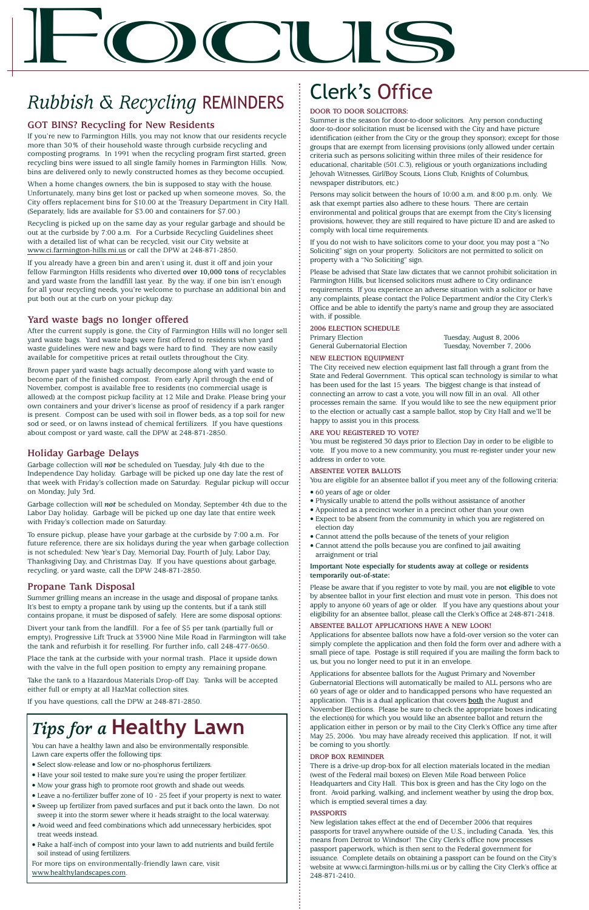# FOCUS

# *Rubbish & Recycling* REMINDERS

## GOT BINS? Recycling for New Residents

If you're new to Farmington Hills, you may not know that our residents recycle more than 30% of their household waste through curbside recycling and composting programs. In 1991 when the recycling program first started, green recycling bins were issued to all single family homes in Farmington Hills. Now, bins are delivered only to newly constructed homes as they become occupied.

When a home changes owners, the bin is supposed to stay with the house. Unfortunately, many bins get lost or packed up when someone moves. So, the City offers replacement bins for $10.00 at the Treasury Department in City Hall. (Separately, lids are available for $3.00 and containers for $7.00.)

Recycling is picked up on the same day as your regular garbage and should be out at the curbside by 7:00 a.m. For a Curbside Recycling Guidelines sheet with a detailed list of what can be recycled, visit our City website at www.ci.farmington-hills.mi.us or call the DPW at 248-871-2850.

If you already have a green bin and aren't using it, dust it off and join your fellow Farmington Hills residents who diverted **over 10,000 tons** of recyclables and yard waste from the landfill last year. By the way, if one bin isn't enough for all your recycling needs, you're welcome to purchase an additional bin and put both out at the curb on your pickup day.

## Yard waste bags no longer offered

After the current supply is gone, the City of Farmington Hills will no longer sell yard waste bags. Yard waste bags were first offered to residents when yard waste guidelines were new and bags were hard to find. They are now easily available for competitive prices at retail outlets throughout the City.

Brown paper yard waste bags actually decompose along with yard waste to become part of the finished compost. From early April through the end of November, compost is available free to residents (no commercial usage is allowed) at the compost pickup facility at 12 Mile and Drake. Please bring your own containers and your driver's license as proof of residency if a park ranger is present. Compost can be used with soil in flower beds, as a top soil for new sod or seed, or on lawns instead of chemical fertilizers. If you have questions about compost or yard waste, call the DPW at 248-871-2850.

## Holiday Garbage Delays

Garbage collection will ***not*** be scheduled on Tuesday, July 4th due to the Independence Day holiday. Garbage will be picked up one day late the rest of that week with Friday's collection made on Saturday. Regular pickup will occur on Monday, July 3rd.

Garbage collection will ***not*** be scheduled on Monday, September 4th due to the Labor Day holiday. Garbage will be picked up one day late that entire week with Friday's collection made on Saturday.

To ensure pickup, please have your garbage at the curbside by 7:00 a.m. For future reference, there are six holidays during the year when garbage collection is not scheduled: New Year's Day, Memorial Day, Fourth of July, Labor Day, Thanksgiving Day, and Christmas Day. If you have questions about garbage, recycling, or yard waste, call the DPW 248-871-2850.

## Propane Tank Disposal

Summer grilling means an increase in the usage and disposal of propane tanks. It's best to empty a propane tank by using up the contents, but if a tank still contains propane, it must be disposed of safely. Here are some disposal options:

Divert your tank from the landfill. For a fee of $5 per tank (partially full or empty), Progressive Lift Truck at 33900 Nine Mile Road in Farmington will take the tank and refurbish it for reselling. For further info, call 248-477-0650.

Place the tank at the curbside with your normal trash. Place it upside down with the valve in the full open position to empty any remaining propane.

Take the tank to a Hazardous Materials Drop-off Day. Tanks will be accepted either full or empty at all HazMat collection sites.

If you have questions, call the DPW at 248-871-2850.

## *Tips for a* Healthy Lawn

You can have a healthy lawn and also be environmentally responsible. Lawn care experts offer the following tips:

- Select slow-release and low or no-phosphorus fertilizers.
- Have your soil tested to make sure you're using the proper fertilizer.
- Mow your grass high to promote root growth and shade out weeds.
- Leave a no-fertilizer buffer zone of 10 - 25 feet if your property is next to water.
- Sweep up fertilizer from paved surfaces and put it back onto the lawn. Do not sweep it into the storm sewer where it heads straight to the local waterway.
- Avoid weed and feed combinations which add unnecessary herbicides, spot treat weeds instead.
- Rake a half-inch of compost into your lawn to add nutrients and build fertile soil instead of using fertilizers.

For more tips on environmentally-friendly lawn care, visit www.healthylandscapes.com.

# Clerk's Office

### DOOR TO DOOR SOLICITORS:

Summer is the season for door-to-door solicitors. Any person conducting door-to-door solicitation must be licensed with the City and have picture identification (either from the City or the group they sponsor); except for those groups that are exempt from licensing provisions (only allowed under certain criteria such as persons soliciting within three miles of their residence for educational, charitable (501.C.3), religious or youth organizations including Jehovah Witnesses, Girl/Boy Scouts, Lions Club, Knights of Columbus, newspaper distributors, etc.)

Persons may solicit between the hours of 10:00 a.m. and 8:00 p.m. only. We ask that exempt parties also adhere to these hours. There are certain environmental and political groups that are exempt from the City's licensing provisions, however, they are still required to have picture ID and are asked to comply with local time requirements.

If you do not wish to have solicitors come to your door, you may post a "No Soliciting" sign on your property. Solicitors are not permitted to solicit on property with a "No Soliciting" sign.

Please be advised that State law dictates that we cannot prohibit solicitation in Farmington Hills, but licensed solicitors must adhere to City ordinance requirements. If you experience an adverse situation with a solicitor or have any complaints, please contact the Police Department and/or the City Clerk's Office and be able to identify the party's name and group they are associated with, if possible.

### 2006 ELECTION SCHEDULE

| | |
|---|---|
| Primary Election | Tuesday, August 8, 2006 |
| General Gubernatorial Election | Tuesday, November 7, 2006 |

### NEW ELECTION EQUIPMENT

The City received new election equipment last fall through a grant from the State and Federal Government. This optical scan technology is similar to what has been used for the last 15 years. The biggest change is that instead of connecting an arrow to cast a vote, you will now fill in an oval. All other processes remain the same. If you would like to see the new equipment prior to the election or actually cast a sample ballot, stop by City Hall and we'll be happy to assist you in this process.

### ARE YOU REGISTERED TO VOTE?

You must be registered 30 days prior to Election Day in order to be eligible to vote. If you move to a new community, you must re-register under your new address in order to vote.

### ABSENTEE VOTER BALLOTS

You are eligible for an absentee ballot if you meet any of the following criteria:

- 60 years of age or older
- Physically unable to attend the polls without assistance of another
- Appointed as a precinct worker in a precinct other than your own
- Expect to be absent from the community in which you are registered on election day
- Cannot attend the polls because of the tenets of your religion
- Cannot attend the polls because you are confined to jail awaiting arraignment or trial

**Important Note especially for students away at college or residents temporarily out-of-state:**

Please be aware that if you register to vote by mail, you are **not eligible** to vote by absentee ballot in your first election and must vote in person. This does not apply to anyone 60 years of age or older. If you have any questions about your eligibility for an absentee ballot, please call the Clerk's Office at 248-871-2418.

### ABSENTEE BALLOT APPLICATIONS HAVE A NEW LOOK!

Applications for absentee ballots now have a fold-over version so the voter can simply complete the application and then fold the form over and adhere with a small piece of tape. Postage is still required if you are mailing the form back to us, but you no longer need to put it in an envelope.

Applications for absentee ballots for the August Primary and November Gubernatorial Elections will automatically be mailed to ALL persons who are 60 years of age or older and to handicapped persons who have requested an application. This is a dual application that covers both the August and November Elections. Please be sure to check the appropriate boxes indicating the election(s) for which you would like an absentee ballot and return the application either in person or by mail to the City Clerk's Office any time after May 25, 2006. You may have already received this application. If not, it will be coming to you shortly.

### DROP BOX REMINDER

There is a drive-up drop-box for all election materials located in the median (west of the Federal mail boxes) on Eleven Mile Road between Police Headquarters and City Hall. This box is green and has the City logo on the front. Avoid parking, walking, and inclement weather by using the drop box, which is emptied several times a day.

### PASSPORTS

New legislation takes effect at the end of December 2006 that requires passports for travel anywhere outside of the U.S., including Canada. Yes, this means from Detroit to Windsor! The City Clerk's office now processes passport paperwork, which is then sent to the Federal government for issuance. Complete details on obtaining a passport can be found on the City's website at www.ci.farmington-hills.mi.us or by calling the City Clerk's office at 248-871-2410.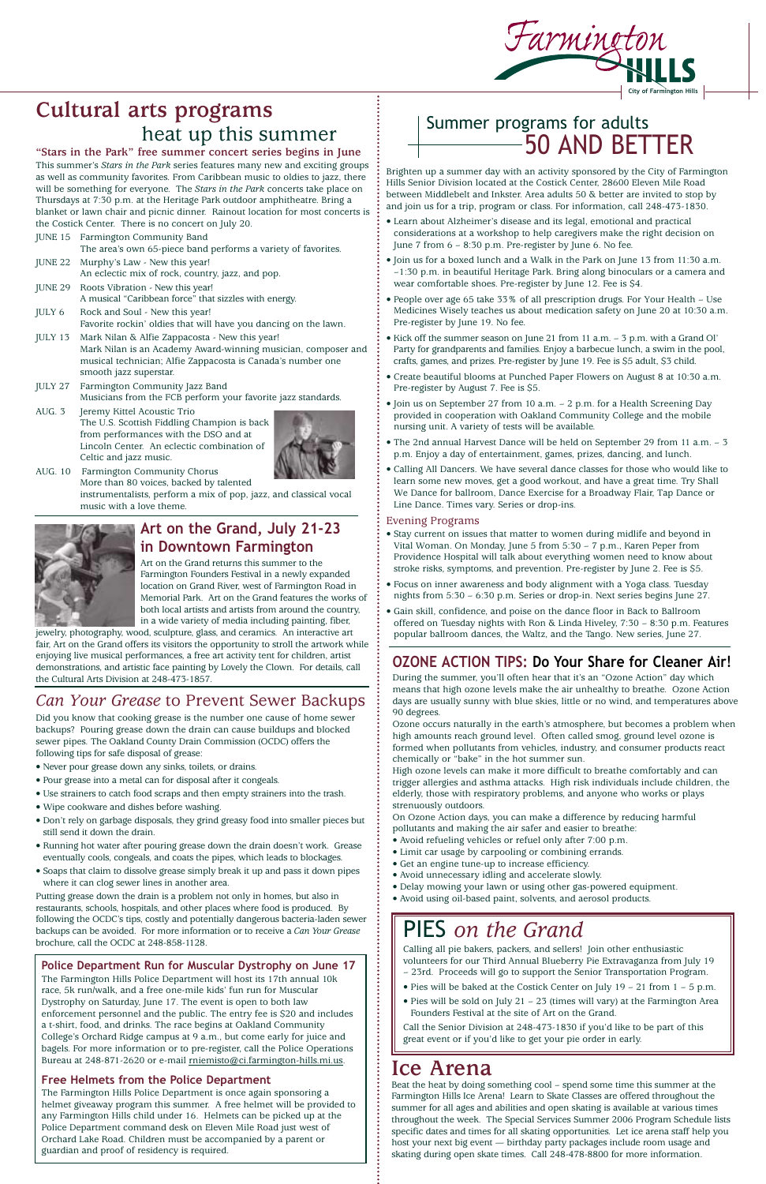# Cultural arts programs heat up this summer

## "Stars in the Park" free summer concert series begins in June

This summer's *Stars in the Park* series features many new and exciting groups as well as community favorites. From Caribbean music to oldies to jazz, there will be something for everyone. The *Stars in the Park* concerts take place on Thursdays at 7:30 p.m. at the Heritage Park outdoor amphitheatre. Bring a blanket or lawn chair and picnic dinner. Rainout location for most concerts is the Costick Center. There is no concert on July 20.

JUNE 15 Farmington Community Band
The area's own 65-piece band performs a variety of favorites.

JUNE 22 Murphy's Law - New this year!
An eclectic mix of rock, country, jazz, and pop.

JUNE 29 Roots Vibration - New this year!
A musical "Caribbean force" that sizzles with energy.

JULY 6 Rock and Soul - New this year!
Favorite rockin' oldies that will have you dancing on the lawn.

JULY 13 Mark Nilan & Alfie Zappacosta - New this year!
Mark Nilan is an Academy Award-winning musician, composer and musical technician; Alfie Zappacosta is Canada's number one smooth jazz superstar.

JULY 27 Farmington Community Jazz Band
Musicians from the FCB perform your favorite jazz standards.

AUG. 3 Jeremy Kittel Acoustic Trio
The U.S. Scottish Fiddling Champion is back from performances with the DSO and at Lincoln Center. An eclectic combination of Celtic and jazz music.

AUG. 10 Farmington Community Chorus
More than 80 voices, backed by talented instrumentalists, perform a mix of pop, jazz, and classical vocal music with a love theme.

## Art on the Grand, July 21-23 in Downtown Farmington

Art on the Grand returns this summer to the Farmington Founders Festival in a newly expanded location on Grand River, west of Farmington Road in Memorial Park. Art on the Grand features the works of both local artists and artists from around the country, in a wide variety of media including painting, fiber, jewelry, photography, wood, sculpture, glass, and ceramics. An interactive art fair, Art on the Grand offers its visitors the opportunity to stroll the artwork while enjoying live musical performances, a free art activity tent for children, artist demonstrations, and artistic face painting by Lovely the Clown. For details, call the Cultural Arts Division at 248-473-1857.

## *Can Your Grease* to Prevent Sewer Backups

Did you know that cooking grease is the number one cause of home sewer backups? Pouring grease down the drain can cause buildups and blocked sewer pipes. The Oakland County Drain Commission (OCDC) offers the following tips for safe disposal of grease:

- Never pour grease down any sinks, toilets, or drains.
- Pour grease into a metal can for disposal after it congeals.
- Use strainers to catch food scraps and then empty strainers into the trash.
- Wipe cookware and dishes before washing.
- Don't rely on garbage disposals, they grind greasy food into smaller pieces but still send it down the drain.
- Running hot water after pouring grease down the drain doesn't work. Grease eventually cools, congeals, and coats the pipes, which leads to blockages.
- Soaps that claim to dissolve grease simply break it up and pass it down pipes where it can clog sewer lines in another area.

Putting grease down the drain is a problem not only in homes, but also in restaurants, schools, hospitals, and other places where food is produced. By following the OCDC's tips, costly and potentially dangerous bacteria-laden sewer backups can be avoided. For more information or to receive a *Can Your Grease* brochure, call the OCDC at 248-858-1128.

### Police Department Run for Muscular Dystrophy on June 17

The Farmington Hills Police Department will host its 17th annual 10k race, 5k run/walk, and a free one-mile kids' fun run for Muscular Dystrophy on Saturday, June 17. The event is open to both law enforcement personnel and the public. The entry fee is $20 and includes a t-shirt, food, and drinks. The race begins at Oakland Community College's Orchard Ridge campus at 9 a.m., but come early for juice and bagels. For more information or to pre-register, call the Police Operations Bureau at 248-871-2620 or e-mail rniemisto@ci.farmington-hills.mi.us.

### Free Helmets from the Police Department

The Farmington Hills Police Department is once again sponsoring a helmet giveaway program this summer. A free helmet will be provided to any Farmington Hills child under 16. Helmets can be picked up at the Police Department command desk on Eleven Mile Road just west of Orchard Lake Road. Children must be accompanied by a parent or guardian and proof of residency is required.

# Summer programs for adults 50 AND BETTER

Brighten up a summer day with an activity sponsored by the City of Farmington Hills Senior Division located at the Costick Center, 28600 Eleven Mile Road between Middlebelt and Inkster. Area adults 50 & better are invited to stop by and join us for a trip, program or class. For information, call 248-473-1830.

- Learn about Alzheimer's disease and its legal, emotional and practical considerations at a workshop to help caregivers make the right decision on June 7 from 6 – 8:30 p.m. Pre-register by June 6. No fee.
- Join us for a boxed lunch and a Walk in the Park on June 13 from 11:30 a.m. –1:30 p.m. in beautiful Heritage Park. Bring along binoculars or a camera and wear comfortable shoes. Pre-register by June 12. Fee is $4.
- People over age 65 take 33% of all prescription drugs. For Your Health – Use Medicines Wisely teaches us about medication safety on June 20 at 10:30 a.m. Pre-register by June 19. No fee.
- Kick off the summer season on June 21 from 11 a.m. – 3 p.m. with a Grand Ol' Party for grandparents and families. Enjoy a barbecue lunch, a swim in the pool, crafts, games, and prizes. Pre-register by June 19. Fee is $5 adult, $3 child.
- Create beautiful blooms at Punched Paper Flowers on August 8 at 10:30 a.m. Pre-register by August 7. Fee is $5.
- Join us on September 27 from 10 a.m. – 2 p.m. for a Health Screening Day provided in cooperation with Oakland Community College and the mobile nursing unit. A variety of tests will be available.
- The 2nd annual Harvest Dance will be held on September 29 from 11 a.m. – 3 p.m. Enjoy a day of entertainment, games, prizes, dancing, and lunch.
- Calling All Dancers. We have several dance classes for those who would like to learn some new moves, get a good workout, and have a great time. Try Shall We Dance for ballroom, Dance Exercise for a Broadway Flair, Tap Dance or Line Dance. Times vary. Series or drop-ins.

### Evening Programs

- Stay current on issues that matter to women during midlife and beyond in Vital Woman. On Monday, June 5 from 5:30 – 7 p.m., Karen Peper from Providence Hospital will talk about everything women need to know about stroke risks, symptoms, and prevention. Pre-register by June 2. Fee is $5.
- Focus on inner awareness and body alignment with a Yoga class. Tuesday nights from 5:30 – 6:30 p.m. Series or drop-in. Next series begins June 27.
- Gain skill, confidence, and poise on the dance floor in Back to Ballroom offered on Tuesday nights with Ron & Linda Hiveley, 7:30 – 8:30 p.m. Features popular ballroom dances, the Waltz, and the Tango. New series, June 27.

## OZONE ACTION TIPS: Do Your Share for Cleaner Air!

During the summer, you'll often hear that it's an "Ozone Action" day which means that high ozone levels make the air unhealthy to breathe. Ozone Action days are usually sunny with blue skies, little or no wind, and temperatures above 90 degrees.

Ozone occurs naturally in the earth's atmosphere, but becomes a problem when high amounts reach ground level. Often called smog, ground level ozone is formed when pollutants from vehicles, industry, and consumer products react chemically or "bake" in the hot summer sun.

High ozone levels can make it more difficult to breathe comfortably and can trigger allergies and asthma attacks. High risk individuals include children, the elderly, those with respiratory problems, and anyone who works or plays strenuously outdoors.

On Ozone Action days, you can make a difference by reducing harmful pollutants and making the air safer and easier to breathe:

- Avoid refueling vehicles or refuel only after 7:00 p.m.
- Limit car usage by carpooling or combining errands.
- Get an engine tune-up to increase efficiency.
- Avoid unnecessary idling and accelerate slowly.
- Delay mowing your lawn or using other gas-powered equipment.
- Avoid using oil-based paint, solvents, and aerosol products.

## PIES *on the Grand*

Calling all pie bakers, packers, and sellers! Join other enthusiastic volunteers for our Third Annual Blueberry Pie Extravaganza from July 19 – 23rd. Proceeds will go to support the Senior Transportation Program.

- Pies will be baked at the Costick Center on July 19 – 21 from 1 – 5 p.m.
- Pies will be sold on July 21 – 23 (times will vary) at the Farmington Area Founders Festival at the site of Art on the Grand.

Call the Senior Division at 248-473-1830 if you'd like to be part of this great event or if you'd like to get your pie order in early.

## Ice Arena

Beat the heat by doing something cool – spend some time this summer at the Farmington Hills Ice Arena! Learn to Skate Classes are offered throughout the summer for all ages and abilities and open skating is available at various times throughout the week. The Special Services Summer 2006 Program Schedule lists specific dates and times for all skating opportunities. Let ice arena staff help you host your next big event — birthday party packages include room usage and skating during open skate times. Call 248-478-8800 for more information.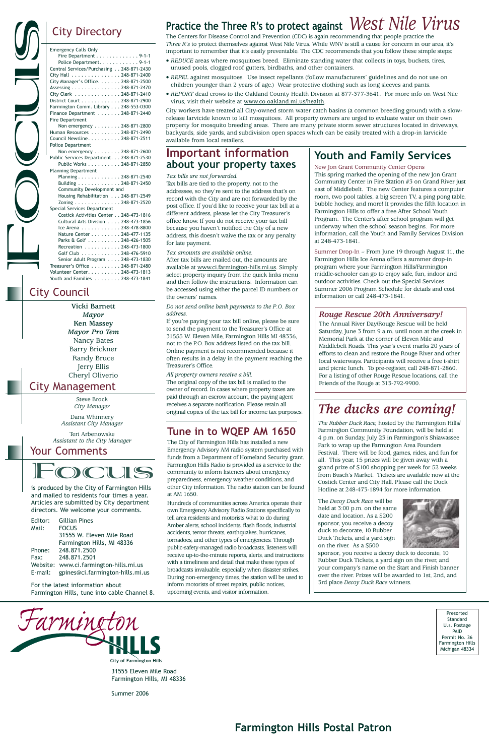# City Directory

| | |
|---|---|
| Emergency Calls Only | |
| Fire Department | 9-1-1 |
| Police Department | 9-1-1 |
| Central Services/Purchasing | 248-871-2430 |
| City Hall | 248-871-2400 |
| City Manager's Office | 248-871-2500 |
| Assessing | 248-871-2470 |
| City Clerk | 248-871-2410 |
| District Court | 248-871-2900 |
| Farmington Comm. Library | 248-553-0300 |
| Finance Department | 248-871-2440 |
| Fire Department | |
| Non emergency | 248-871-2800 |
| Human Resources | 248-871-2490 |
| Council Newsline | 248-871-2511 |
| Police Department | |
| Non emergency | 248-871-2600 |
| Public Services Department | 248-871-2530 |
| Public Works | 248-871-2850 |
| Planning Department | |
| Planning | 248-871-2540 |
| Building | 248-871-2450 |
| Community Development and Housing Rehabilitation | 248-871-2549 |
| Zoning | 248-871-2520 |
| Special Services Department | |
| Costick Activities Center | 248-473-1816 |
| Cultural Arts Division | 248-473-1856 |
| Ice Arena | 248-478-8800 |
| Nature Center | 248-477-1135 |
| Parks & Golf | 248-426-1505 |
| Recreation | 248-473-1800 |
| Golf Club | 248-476-5910 |
| Senior Adult Program | 248-473-1830 |
| Treasurer's Office | 248-871-2480 |
| Volunteer Center | 248-473-1813 |
| Youth and Families | 248-473-1841 |

# City Council

**Vicki Barnett**
***Mayor***
**Ken Massey**
***Mayor Pro Tem***
Nancy Bates
Barry Brickner
Randy Bruce
Jerry Ellis
Cheryl Oliverio

# City Management

Steve Brock
*City Manager*

Dana Whinnery
*Assistant City Manager*

Teri Arbenowske
*Assistant to the City Manager*

# Your Comments

FOCUS is produced by the City of Farmington Hills and mailed to residents four times a year. Articles are submitted by City department directors. We welcome your comments.

Editor: Gillian Pines
Mail: FOCUS
31555 W. Eleven Mile Road
Farmington Hills, MI 48336
Phone: 248.871.2500
Fax: 248.871.2501
Website: www.ci.farmington-hills.mi.us
E-mail: gpines@ci.farmington-hills.mi.us

For the latest information about Farmington Hills, tune into cable Channel 8.

# Practice the Three R's to protect against *West Nile Virus*

The Centers for Disease Control and Prevention (CDC) is again recommending that people practice the *Three R's* to protect themselves against West Nile Virus. While WNV is still a cause for concern in our area, it's important to remember that it's easily preventable. The CDC recommends that you follow these simple steps:

- *REDUCE* areas where mosquitoes breed. Eliminate standing water that collects in toys, buckets, tires, unused pools, clogged roof gutters, birdbaths, and other containers.
- *REPEL* against mosquitoes. Use insect repellants (follow manufacturers' guidelines and do not use on children younger than 2 years of age.) Wear protective clothing such as long sleeves and pants.
- *REPORT* dead crows to the Oakland County Health Division at 877-377-3641. For more info on West Nile virus, visit their website at www.co.oakland.mi.us/health.

City workers have treated all City-owned storm water catch basins (a common breeding ground) with a slow-release larvicide known to kill mosquitoes. All property owners are urged to evaluate water on their own property for mosquito breeding areas. There are many private storm sewer structures located in driveways, backyards, side yards, and subdivision open spaces which can be easily treated with a drop-in larvicide available from local retailers.

## Important information about your property taxes

*Tax bills are not forwarded.*
Tax bills are tied to the property, not to the addressee, so they're sent to the address that's on record with the City and are not forwarded by the post office. If you'd like to receive your tax bill at a different address, please let the City Treasurer's office know. If you do not receive your tax bill because you haven't notified the City of a new address, this doesn't waive the tax or any penalty for late payment.

*Tax amounts are available online.*
After tax bills are mailed out, the amounts are available at www.ci.farmington-hills.mi.us. Simply select property inquiry from the quick links menu and then follow the instructions. Information can be accessed using either the parcel ID numbers or the owners' names.

*Do not send online bank payments to the P.O. Box address.*
If you're paying your tax bill online, please be sure to send the payment to the Treasurer's Office at 31555 W. Eleven Mile, Farmington Hills MI 48336, not to the P.O. Box address listed on the tax bill. Online payment is not recommended because it often results in a delay in the payment reaching the Treasurer's Office.

*All property owners receive a bill.*
The original copy of the tax bill is mailed to the owner of record. In cases where property taxes are paid through an escrow account, the paying agent receives a separate notification. Please retain all original copies of the tax bill for income tax purposes.

## Tune in to WQEP AM 1650

The City of Farmington Hills has installed a new Emergency Advisory AM radio system purchased with funds from a Department of Homeland Security grant. Farmington Hills Radio is provided as a service to the community to inform listeners about emergency preparedness, emergency weather conditions, and other City information. The radio station can be found at AM 1650.

Hundreds of communities across America operate their own Emergency Advisory Radio Stations specifically to tell area residents and motorists what to do during Amber alerts, school incidents, flash floods, industrial accidents, terror threats, earthquakes, hurricanes, tornadoes, and other types of emergencies. Through public-safety-managed radio broadcasts, listeners will receive up-to-the-minute reports, alerts, and instructions with a timeliness and detail that make these types of broadcasts invaluable, especially when disaster strikes. During non-emergency times, the station will be used to inform motorists of street repairs, public notices, upcoming events, and visitor information.

## Youth and Family Services

New Jon Grant Community Center Opens
This spring marked the opening of the new Jon Grant Community Center in Fire Station #3 on Grand River just east of Middlebelt. The new Center features a computer room, two pool tables, a big screen TV, a ping pong table, bubble hockey, and more! It provides the fifth location in Farmington Hills to offer a free After School Youth Program. The Center's after school program will get underway when the school season begins. For more information, call the Youth and Family Services Division at 248-473-1841.

Summer Drop-In – From June 19 through August 11, the Farmington Hills Ice Arena offers a summer drop-in program where your Farmington Hills/Farmington middle-schooler can go to enjoy safe, fun, indoor and outdoor activities. Check out the Special Services Summer 2006 Program Schedule for details and cost information or call 248-473-1841.

### *Rouge Rescue 20th Anniversary!*

The Annual River Day/Rouge Rescue will be held Saturday, June 3 from 9 a.m. until noon at the creek in Memorial Park at the corner of Eleven Mile and Middlebelt Roads. This year's event marks 20 years of efforts to clean and restore the Rouge River and other local waterways. Participants will receive a free t-shirt and picnic lunch. To pre-register, call 248-871-2860. For a listing of other Rouge Rescue locations, call the Friends of the Rouge at 313-792-9900.

## *The ducks are coming!*

*The Rubber Duck Race*, hosted by the Farmington Hills/Farmington Community Foundation, will be held at 4 p.m. on Sunday, July 23 in Farmington's Shiawassee Park to wrap up the Farmington Area Founders Festival. There will be food, games, rides, and fun for all. This year, 15 prizes will be given away with a grand prize of $100 shopping per week for 52 weeks from Busch's Market. Tickets are available now at the Costick Center and City Hall. Please call the Duck Hotline at 248-473-1894 for more information.

The *Decoy Duck Race* will be held at 3:00 p.m. on the same date and location. As a $200 sponsor, you receive a decoy duck to decorate, 10 Rubber Duck Tickets, and a yard sign on the river. As a $500 sponsor, you receive a decoy duck to decorate, 10 Rubber Duck Tickets, a yard sign on the river, and your company's name on the Start and Finish banner over the river. Prizes will be awarded to 1st, 2nd, and 3rd place *Decoy Duck Race* winners.

Farmington Hills
City of Farmington Hills
31555 Eleven Mile Road
Farmington Hills, MI 48336

Summer 2006

Presorted Standard
U.s. Postage
PAID
Permit No. 36
Farmington Hills
Michigan 48334

**Farmington Hills Postal Patron**